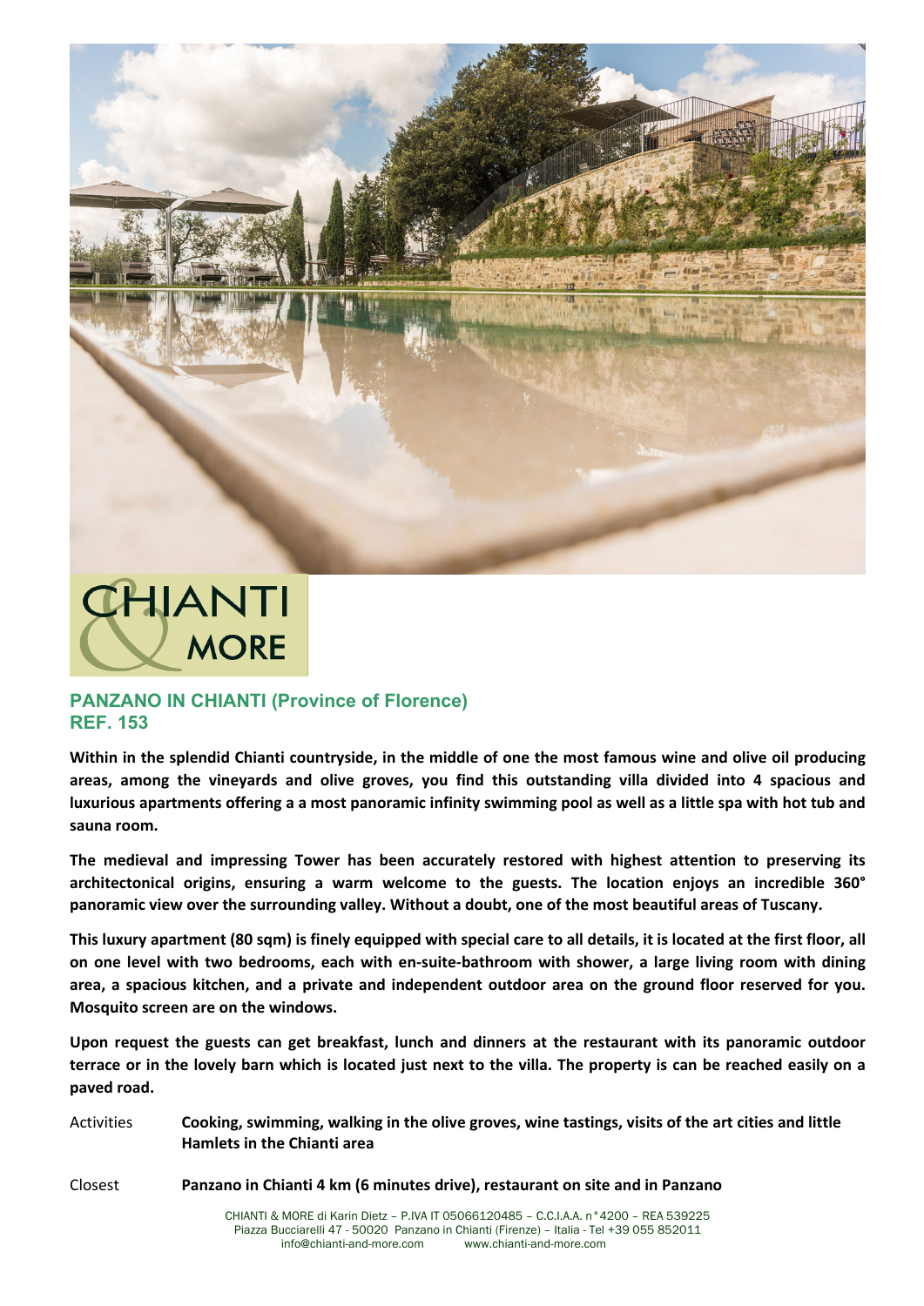CHIANTI & MORE

## PANZANO IN CHIANTI (Province of Florence)
## REF. 153

**Within in the splendid Chianti countryside, in the middle of one the most famous wine and olive oil producing areas, among the vineyards and olive groves, you find this outstanding villa divided into 4 spacious and luxurious apartments offering a a most panoramic infinity swimming pool as well as a little spa with hot tub and sauna room.**

**The medieval and impressing Tower has been accurately restored with highest attention to preserving its architectonical origins, ensuring a warm welcome to the guests. The location enjoys an incredible 360° panoramic view over the surrounding valley. Without a doubt, one of the most beautiful areas of Tuscany.**

**This luxury apartment (80 sqm) is finely equipped with special care to all details, it is located at the first floor, all on one level with two bedrooms, each with en-suite-bathroom with shower, a large living room with dining area, a spacious kitchen, and a private and independent outdoor area on the ground floor reserved for you. Mosquito screen are on the windows.**

**Upon request the guests can get breakfast, lunch and dinners at the restaurant with its panoramic outdoor terrace or in the lovely barn which is located just next to the villa. The property is can be reached easily on a paved road.**

| | |
|---|---|
| Activities | **Cooking, swimming, walking in the olive groves, wine tastings, visits of the art cities and little Hamlets in the Chianti area** |
| Closest | **Panzano in Chianti 4 km (6 minutes drive), restaurant on site and in Panzano** |

CHIANTI & MORE di Karin Dietz – P.IVA IT 05066120485 – C.C.I.A.A. n°4200 – REA 539225
Piazza Bucciarelli 47 - 50020 Panzano in Chianti (Firenze) – Italia - Tel +39 055 852011
info@chianti-and-more.com www.chianti-and-more.com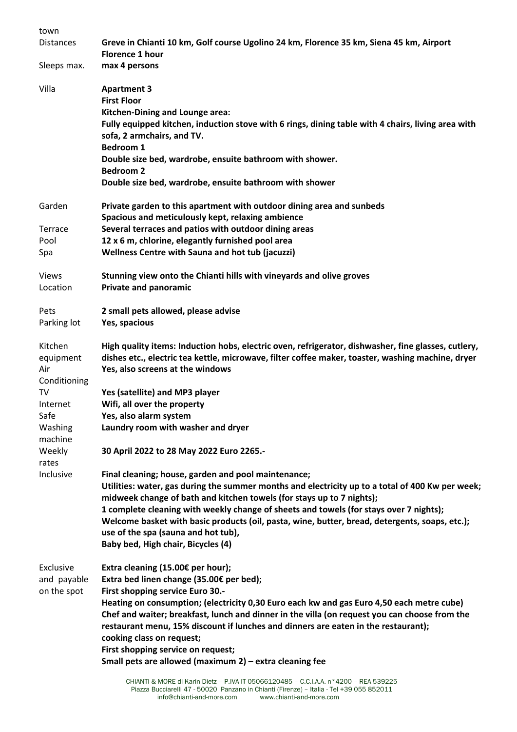| | |
|---|---|
| town | |
| Distances | **Greve in Chianti 10 km, Golf course Ugolino 24 km, Florence 35 km, Siena 45 km, Airport Florence 1 hour** |
| Sleeps max. | **max 4 persons** |
| Villa | **Apartment 3**<br>**First Floor**<br>**Kitchen-Dining and Lounge area:**<br>**Fully equipped kitchen, induction stove with 6 rings, dining table with 4 chairs, living area with sofa, 2 armchairs, and TV.**<br>**Bedroom 1**<br>**Double size bed, wardrobe, ensuite bathroom with shower.**<br>**Bedroom 2**<br>**Double size bed, wardrobe, ensuite bathroom with shower** |
| Garden | **Private garden to this apartment with outdoor dining area and sunbeds**<br>**Spacious and meticulously kept, relaxing ambience** |
| Terrace | **Several terraces and patios with outdoor dining areas** |
| Pool | **12 x 6 m, chlorine, elegantly furnished pool area** |
| Spa | **Wellness Centre with Sauna and hot tub (jacuzzi)** |
| Views | **Stunning view onto the Chianti hills with vineyards and olive groves** |
| Location | **Private and panoramic** |
| Pets | **2 small pets allowed, please advise** |
| Parking lot | **Yes, spacious** |
| Kitchen equipment | **High quality items: Induction hobs, electric oven, refrigerator, dishwasher, fine glasses, cutlery, dishes etc., electric tea kettle, microwave, filter coffee maker, toaster, washing machine, dryer** |
| Air Conditioning | **Yes, also screens at the windows** |
| TV | **Yes (satellite) and MP3 player** |
| Internet | **Wifi, all over the property** |
| Safe | **Yes, also alarm system** |
| Washing machine | **Laundry room with washer and dryer** |
| Weekly rates | **30 April 2022 to 28 May 2022 Euro 2265.-** |
| Inclusive | **Final cleaning; house, garden and pool maintenance;**<br>**Utilities: water, gas during the summer months and electricity up to a total of 400 Kw per week; midweek change of bath and kitchen towels (for stays up to 7 nights);**<br>**1 complete cleaning with weekly change of sheets and towels (for stays over 7 nights);**<br>**Welcome basket with basic products (oil, pasta, wine, butter, bread, detergents, soaps, etc.); use of the spa (sauna and hot tub),**<br>**Baby bed, High chair, Bicycles (4)** |
| Exclusive and payable on the spot | **Extra cleaning (15.00€ per hour);**<br>**Extra bed linen change (35.00€ per bed);**<br>**First shopping service Euro 30.-**<br>**Heating on consumption; (electricity 0,30 Euro each kw and gas Euro 4,50 each metre cube)**<br>**Chef and waiter; breakfast, lunch and dinner in the villa (on request you can choose from the restaurant menu, 15% discount if lunches and dinners are eaten in the restaurant);**<br>**cooking class on request;**<br>**First shopping service on request;**<br>**Small pets are allowed (maximum 2) – extra cleaning fee** |

CHIANTI & MORE di Karin Dietz – P.IVA IT 05066120485 – C.C.I.A.A. n°4200 – REA 539225
Piazza Bucciarelli 47 - 50020 Panzano in Chianti (Firenze) – Italia - Tel +39 055 852011
info@chianti-and-more.com www.chianti-and-more.com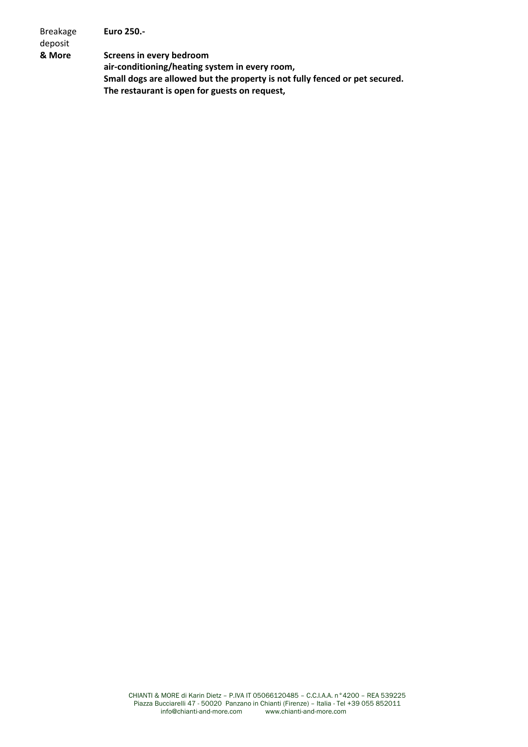| | |
|---|---|
| Breakage deposit | **Euro 250.-** |
| **& More** | **Screens in every bedroom**<br>**air-conditioning/heating system in every room,**<br>**Small dogs are allowed but the property is not fully fenced or pet secured.**<br>**The restaurant is open for guests on request,** |